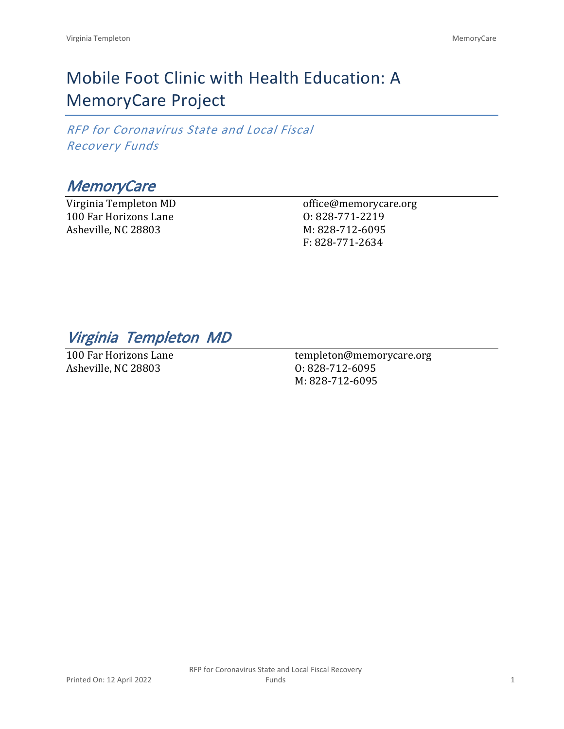# Mobile Foot Clinic with Health Education: A MemoryCare Project

*RFP for Coronavirus State and Local Fiscal Recovery Funds*

## *MemoryCare*

Virginia Templeton MD
100 Far Horizons Lane
Asheville, NC 28803

office@memorycare.org
O: 828-771-2219
M: 828-712-6095
F: 828-771-2634

## *Virginia Templeton MD*

100 Far Horizons Lane
Asheville, NC 28803

templeton@memorycare.org
O: 828-712-6095
M: 828-712-6095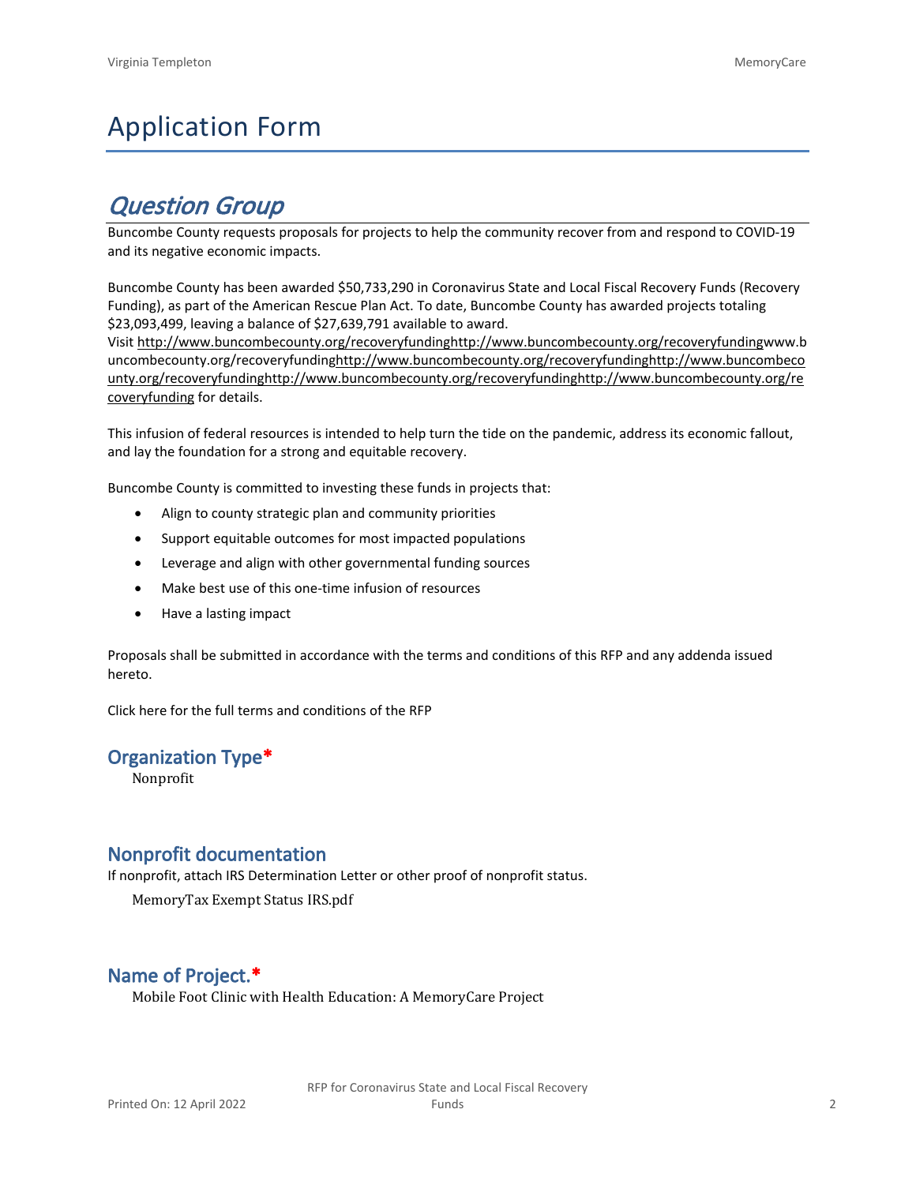# Application Form

## *Question Group*

Buncombe County requests proposals for projects to help the community recover from and respond to COVID-19 and its negative economic impacts.

Buncombe County has been awarded $50,733,290 in Coronavirus State and Local Fiscal Recovery Funds (Recovery Funding), as part of the American Rescue Plan Act. To date, Buncombe County has awarded projects totaling $23,093,499, leaving a balance of $27,639,791 available to award.

Visit http://www.buncombecounty.org/recoveryfundinghttp://www.buncombecounty.org/recoveryfundingwww.buncombecounty.org/recoveryfundinghttp://www.buncombecounty.org/recoveryfundinghttp://www.buncombecounty.org/recoveryfundinghttp://www.buncombecounty.org/recoveryfundinghttp://www.buncombecounty.org/recoveryfunding for details.

This infusion of federal resources is intended to help turn the tide on the pandemic, address its economic fallout, and lay the foundation for a strong and equitable recovery.

Buncombe County is committed to investing these funds in projects that:

- Align to county strategic plan and community priorities
- Support equitable outcomes for most impacted populations
- Leverage and align with other governmental funding sources
- Make best use of this one-time infusion of resources
- Have a lasting impact

Proposals shall be submitted in accordance with the terms and conditions of this RFP and any addenda issued hereto.

Click here for the full terms and conditions of the RFP

### Organization Type*

Nonprofit

### Nonprofit documentation

If nonprofit, attach IRS Determination Letter or other proof of nonprofit status.

MemoryTax Exempt Status IRS.pdf

### Name of Project.*

Mobile Foot Clinic with Health Education: A MemoryCare Project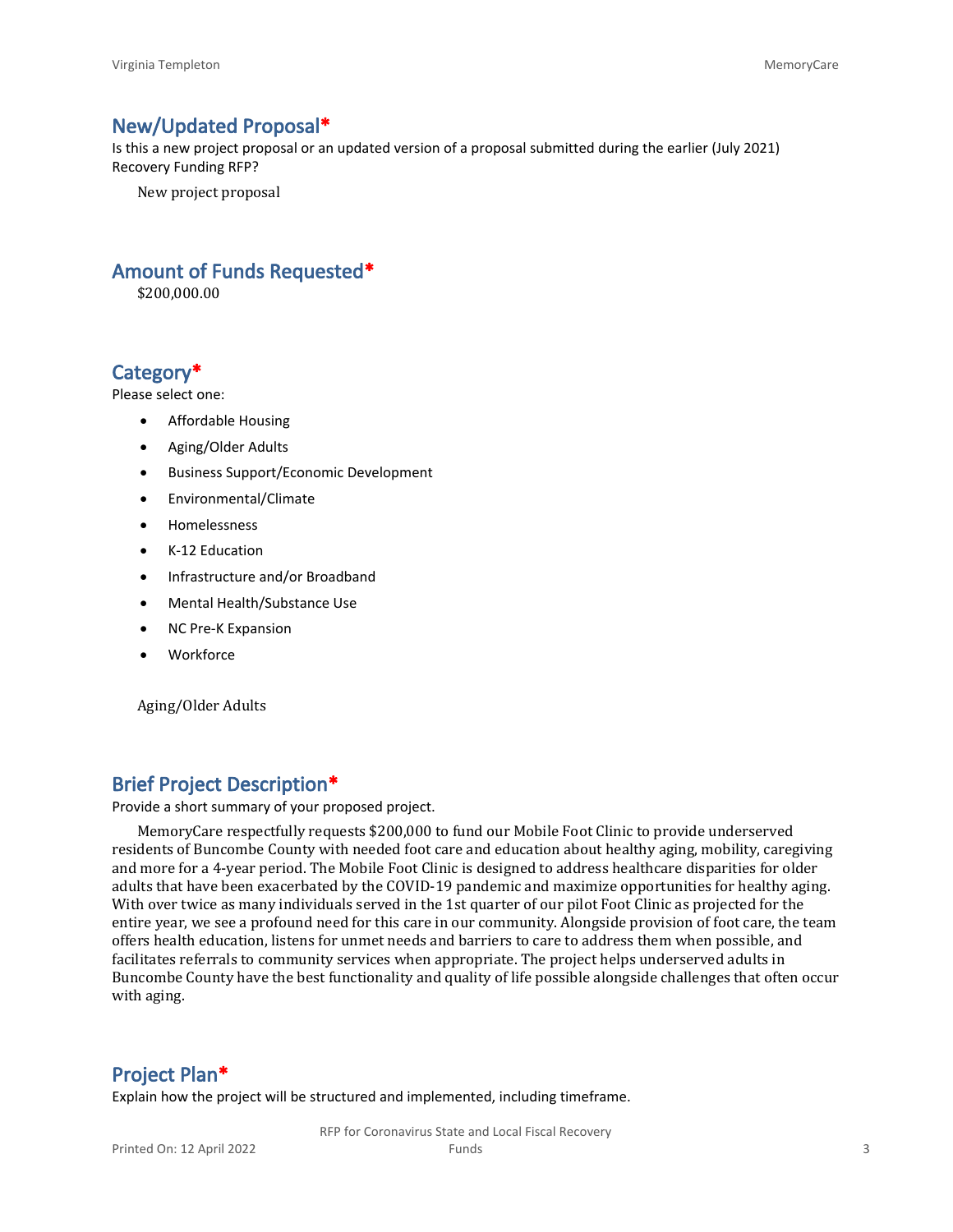## New/Updated Proposal*

Is this a new project proposal or an updated version of a proposal submitted during the earlier (July 2021) Recovery Funding RFP?

New project proposal

## Amount of Funds Requested*

$200,000.00

## Category*

Please select one:

- Affordable Housing
- Aging/Older Adults
- Business Support/Economic Development
- Environmental/Climate
- Homelessness
- K-12 Education
- Infrastructure and/or Broadband
- Mental Health/Substance Use
- NC Pre-K Expansion
- Workforce

Aging/Older Adults

## Brief Project Description*

Provide a short summary of your proposed project.

MemoryCare respectfully requests $200,000 to fund our Mobile Foot Clinic to provide underserved residents of Buncombe County with needed foot care and education about healthy aging, mobility, caregiving and more for a 4-year period. The Mobile Foot Clinic is designed to address healthcare disparities for older adults that have been exacerbated by the COVID-19 pandemic and maximize opportunities for healthy aging. With over twice as many individuals served in the 1st quarter of our pilot Foot Clinic as projected for the entire year, we see a profound need for this care in our community. Alongside provision of foot care, the team offers health education, listens for unmet needs and barriers to care to address them when possible, and facilitates referrals to community services when appropriate. The project helps underserved adults in Buncombe County have the best functionality and quality of life possible alongside challenges that often occur with aging.

## Project Plan*

Explain how the project will be structured and implemented, including timeframe.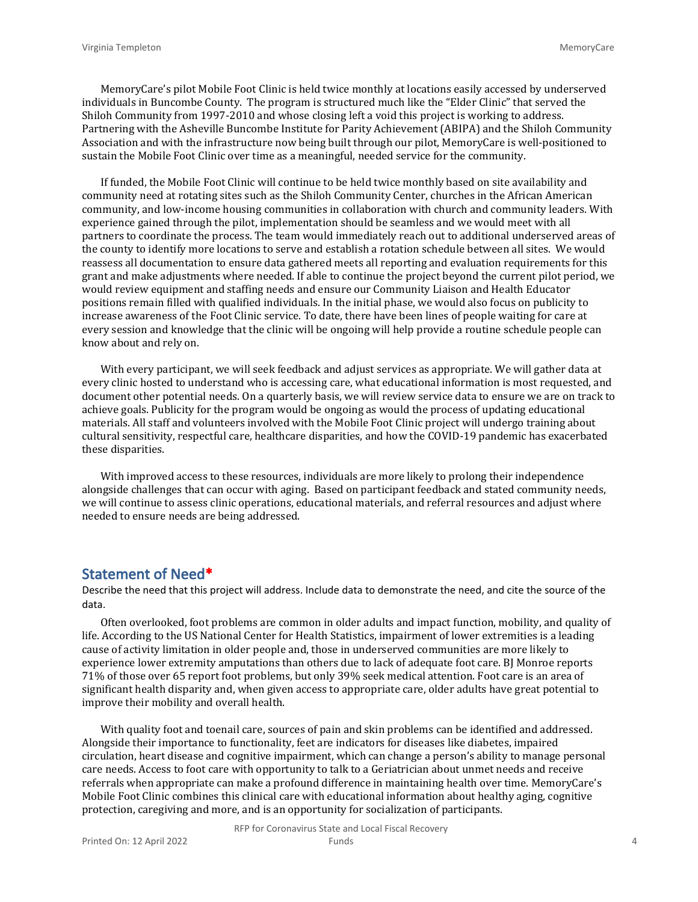MemoryCare's pilot Mobile Foot Clinic is held twice monthly at locations easily accessed by underserved individuals in Buncombe County. The program is structured much like the "Elder Clinic" that served the Shiloh Community from 1997-2010 and whose closing left a void this project is working to address. Partnering with the Asheville Buncombe Institute for Parity Achievement (ABIPA) and the Shiloh Community Association and with the infrastructure now being built through our pilot, MemoryCare is well-positioned to sustain the Mobile Foot Clinic over time as a meaningful, needed service for the community.

If funded, the Mobile Foot Clinic will continue to be held twice monthly based on site availability and community need at rotating sites such as the Shiloh Community Center, churches in the African American community, and low-income housing communities in collaboration with church and community leaders. With experience gained through the pilot, implementation should be seamless and we would meet with all partners to coordinate the process. The team would immediately reach out to additional underserved areas of the county to identify more locations to serve and establish a rotation schedule between all sites. We would reassess all documentation to ensure data gathered meets all reporting and evaluation requirements for this grant and make adjustments where needed. If able to continue the project beyond the current pilot period, we would review equipment and staffing needs and ensure our Community Liaison and Health Educator positions remain filled with qualified individuals. In the initial phase, we would also focus on publicity to increase awareness of the Foot Clinic service. To date, there have been lines of people waiting for care at every session and knowledge that the clinic will be ongoing will help provide a routine schedule people can know about and rely on.

With every participant, we will seek feedback and adjust services as appropriate. We will gather data at every clinic hosted to understand who is accessing care, what educational information is most requested, and document other potential needs. On a quarterly basis, we will review service data to ensure we are on track to achieve goals. Publicity for the program would be ongoing as would the process of updating educational materials. All staff and volunteers involved with the Mobile Foot Clinic project will undergo training about cultural sensitivity, respectful care, healthcare disparities, and how the COVID-19 pandemic has exacerbated these disparities.

With improved access to these resources, individuals are more likely to prolong their independence alongside challenges that can occur with aging. Based on participant feedback and stated community needs, we will continue to assess clinic operations, educational materials, and referral resources and adjust where needed to ensure needs are being addressed.

## Statement of Need*

Describe the need that this project will address. Include data to demonstrate the need, and cite the source of the data.

Often overlooked, foot problems are common in older adults and impact function, mobility, and quality of life. According to the US National Center for Health Statistics, impairment of lower extremities is a leading cause of activity limitation in older people and, those in underserved communities are more likely to experience lower extremity amputations than others due to lack of adequate foot care. BJ Monroe reports 71% of those over 65 report foot problems, but only 39% seek medical attention. Foot care is an area of significant health disparity and, when given access to appropriate care, older adults have great potential to improve their mobility and overall health.

With quality foot and toenail care, sources of pain and skin problems can be identified and addressed. Alongside their importance to functionality, feet are indicators for diseases like diabetes, impaired circulation, heart disease and cognitive impairment, which can change a person's ability to manage personal care needs. Access to foot care with opportunity to talk to a Geriatrician about unmet needs and receive referrals when appropriate can make a profound difference in maintaining health over time. MemoryCare's Mobile Foot Clinic combines this clinical care with educational information about healthy aging, cognitive protection, caregiving and more, and is an opportunity for socialization of participants.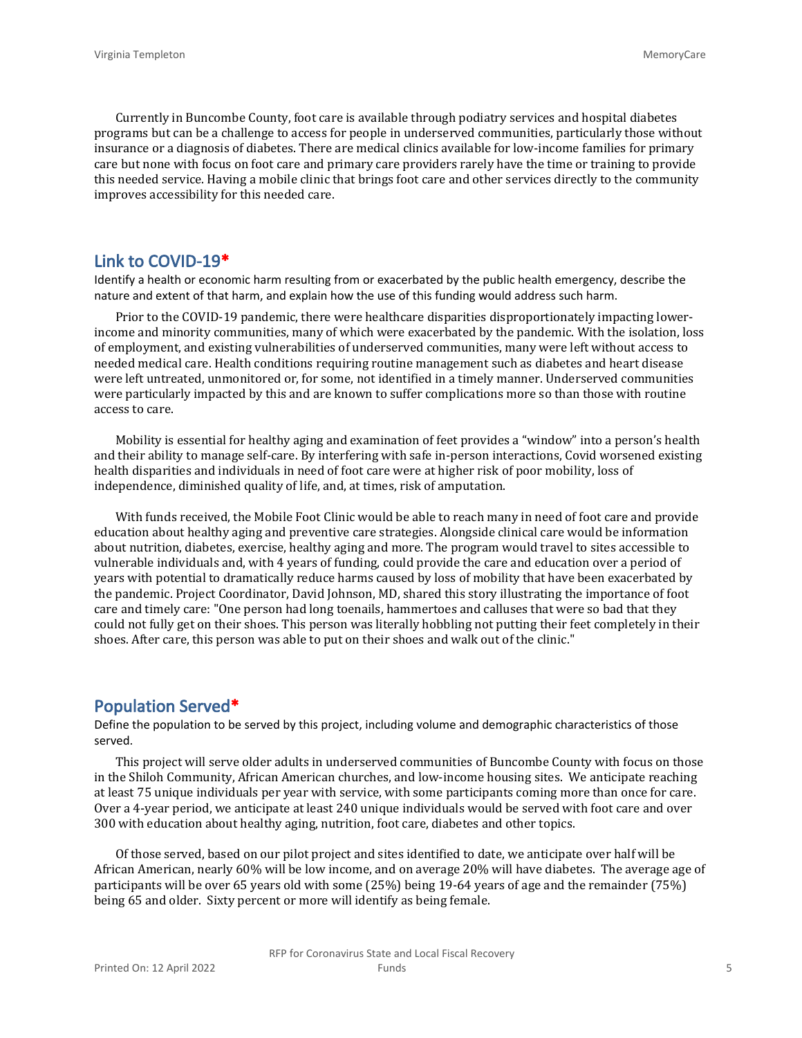Currently in Buncombe County, foot care is available through podiatry services and hospital diabetes programs but can be a challenge to access for people in underserved communities, particularly those without insurance or a diagnosis of diabetes. There are medical clinics available for low-income families for primary care but none with focus on foot care and primary care providers rarely have the time or training to provide this needed service. Having a mobile clinic that brings foot care and other services directly to the community improves accessibility for this needed care.

## Link to COVID-19*

Identify a health or economic harm resulting from or exacerbated by the public health emergency, describe the nature and extent of that harm, and explain how the use of this funding would address such harm.

Prior to the COVID-19 pandemic, there were healthcare disparities disproportionately impacting lower-income and minority communities, many of which were exacerbated by the pandemic. With the isolation, loss of employment, and existing vulnerabilities of underserved communities, many were left without access to needed medical care. Health conditions requiring routine management such as diabetes and heart disease were left untreated, unmonitored or, for some, not identified in a timely manner. Underserved communities were particularly impacted by this and are known to suffer complications more so than those with routine access to care.

Mobility is essential for healthy aging and examination of feet provides a "window" into a person's health and their ability to manage self-care. By interfering with safe in-person interactions, Covid worsened existing health disparities and individuals in need of foot care were at higher risk of poor mobility, loss of independence, diminished quality of life, and, at times, risk of amputation.

With funds received, the Mobile Foot Clinic would be able to reach many in need of foot care and provide education about healthy aging and preventive care strategies. Alongside clinical care would be information about nutrition, diabetes, exercise, healthy aging and more. The program would travel to sites accessible to vulnerable individuals and, with 4 years of funding, could provide the care and education over a period of years with potential to dramatically reduce harms caused by loss of mobility that have been exacerbated by the pandemic. Project Coordinator, David Johnson, MD, shared this story illustrating the importance of foot care and timely care: "One person had long toenails, hammertoes and calluses that were so bad that they could not fully get on their shoes. This person was literally hobbling not putting their feet completely in their shoes. After care, this person was able to put on their shoes and walk out of the clinic."

## Population Served*

Define the population to be served by this project, including volume and demographic characteristics of those served.

This project will serve older adults in underserved communities of Buncombe County with focus on those in the Shiloh Community, African American churches, and low-income housing sites. We anticipate reaching at least 75 unique individuals per year with service, with some participants coming more than once for care. Over a 4-year period, we anticipate at least 240 unique individuals would be served with foot care and over 300 with education about healthy aging, nutrition, foot care, diabetes and other topics.

Of those served, based on our pilot project and sites identified to date, we anticipate over half will be African American, nearly 60% will be low income, and on average 20% will have diabetes. The average age of participants will be over 65 years old with some (25%) being 19-64 years of age and the remainder (75%) being 65 and older. Sixty percent or more will identify as being female.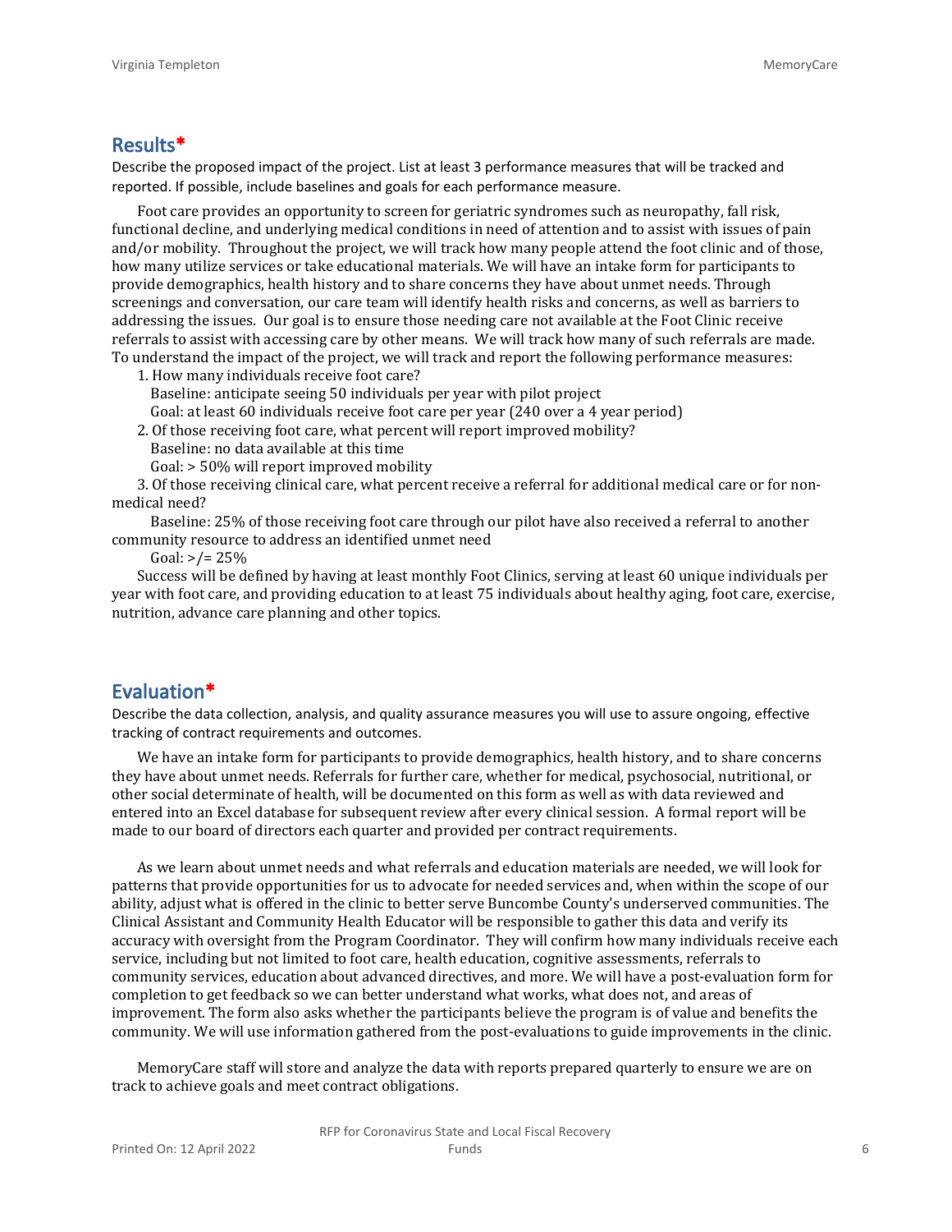## Results*

Describe the proposed impact of the project. List at least 3 performance measures that will be tracked and reported. If possible, include baselines and goals for each performance measure.

Foot care provides an opportunity to screen for geriatric syndromes such as neuropathy, fall risk, functional decline, and underlying medical conditions in need of attention and to assist with issues of pain and/or mobility. Throughout the project, we will track how many people attend the foot clinic and of those, how many utilize services or take educational materials. We will have an intake form for participants to provide demographics, health history and to share concerns they have about unmet needs. Through screenings and conversation, our care team will identify health risks and concerns, as well as barriers to addressing the issues. Our goal is to ensure those needing care not available at the Foot Clinic receive referrals to assist with accessing care by other means. We will track how many of such referrals are made. To understand the impact of the project, we will track and report the following performance measures:

1. How many individuals receive foot care?
   Baseline: anticipate seeing 50 individuals per year with pilot project
   Goal: at least 60 individuals receive foot care per year (240 over a 4 year period)
2. Of those receiving foot care, what percent will report improved mobility?
   Baseline: no data available at this time
   Goal: > 50% will report improved mobility
3. Of those receiving clinical care, what percent receive a referral for additional medical care or for non-medical need?
   Baseline: 25% of those receiving foot care through our pilot have also received a referral to another community resource to address an identified unmet need
   Goal: >/= 25%

Success will be defined by having at least monthly Foot Clinics, serving at least 60 unique individuals per year with foot care, and providing education to at least 75 individuals about healthy aging, foot care, exercise, nutrition, advance care planning and other topics.

## Evaluation*

Describe the data collection, analysis, and quality assurance measures you will use to assure ongoing, effective tracking of contract requirements and outcomes.

We have an intake form for participants to provide demographics, health history, and to share concerns they have about unmet needs. Referrals for further care, whether for medical, psychosocial, nutritional, or other social determinate of health, will be documented on this form as well as with data reviewed and entered into an Excel database for subsequent review after every clinical session. A formal report will be made to our board of directors each quarter and provided per contract requirements.

As we learn about unmet needs and what referrals and education materials are needed, we will look for patterns that provide opportunities for us to advocate for needed services and, when within the scope of our ability, adjust what is offered in the clinic to better serve Buncombe County's underserved communities. The Clinical Assistant and Community Health Educator will be responsible to gather this data and verify its accuracy with oversight from the Program Coordinator. They will confirm how many individuals receive each service, including but not limited to foot care, health education, cognitive assessments, referrals to community services, education about advanced directives, and more. We will have a post-evaluation form for completion to get feedback so we can better understand what works, what does not, and areas of improvement. The form also asks whether the participants believe the program is of value and benefits the community. We will use information gathered from the post-evaluations to guide improvements in the clinic.

MemoryCare staff will store and analyze the data with reports prepared quarterly to ensure we are on track to achieve goals and meet contract obligations.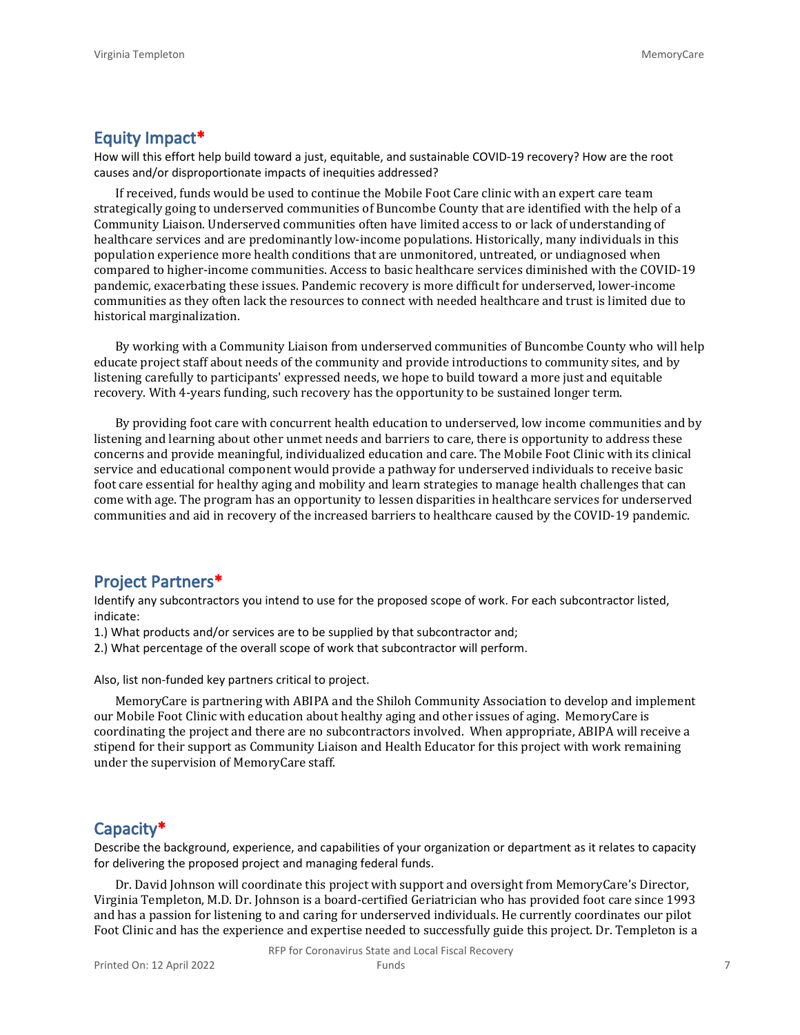## Equity Impact*

How will this effort help build toward a just, equitable, and sustainable COVID-19 recovery? How are the root causes and/or disproportionate impacts of inequities addressed?

If received, funds would be used to continue the Mobile Foot Care clinic with an expert care team strategically going to underserved communities of Buncombe County that are identified with the help of a Community Liaison. Underserved communities often have limited access to or lack of understanding of healthcare services and are predominantly low-income populations. Historically, many individuals in this population experience more health conditions that are unmonitored, untreated, or undiagnosed when compared to higher-income communities. Access to basic healthcare services diminished with the COVID-19 pandemic, exacerbating these issues. Pandemic recovery is more difficult for underserved, lower-income communities as they often lack the resources to connect with needed healthcare and trust is limited due to historical marginalization.

By working with a Community Liaison from underserved communities of Buncombe County who will help educate project staff about needs of the community and provide introductions to community sites, and by listening carefully to participants' expressed needs, we hope to build toward a more just and equitable recovery. With 4-years funding, such recovery has the opportunity to be sustained longer term.

By providing foot care with concurrent health education to underserved, low income communities and by listening and learning about other unmet needs and barriers to care, there is opportunity to address these concerns and provide meaningful, individualized education and care. The Mobile Foot Clinic with its clinical service and educational component would provide a pathway for underserved individuals to receive basic foot care essential for healthy aging and mobility and learn strategies to manage health challenges that can come with age. The program has an opportunity to lessen disparities in healthcare services for underserved communities and aid in recovery of the increased barriers to healthcare caused by the COVID-19 pandemic.

## Project Partners*

Identify any subcontractors you intend to use for the proposed scope of work. For each subcontractor listed, indicate:

1.) What products and/or services are to be supplied by that subcontractor and;

2.) What percentage of the overall scope of work that subcontractor will perform.

Also, list non-funded key partners critical to project.

MemoryCare is partnering with ABIPA and the Shiloh Community Association to develop and implement our Mobile Foot Clinic with education about healthy aging and other issues of aging. MemoryCare is coordinating the project and there are no subcontractors involved. When appropriate, ABIPA will receive a stipend for their support as Community Liaison and Health Educator for this project with work remaining under the supervision of MemoryCare staff.

## Capacity*

Describe the background, experience, and capabilities of your organization or department as it relates to capacity for delivering the proposed project and managing federal funds.

Dr. David Johnson will coordinate this project with support and oversight from MemoryCare's Director, Virginia Templeton, M.D. Dr. Johnson is a board-certified Geriatrician who has provided foot care since 1993 and has a passion for listening to and caring for underserved individuals. He currently coordinates our pilot Foot Clinic and has the experience and expertise needed to successfully guide this project. Dr. Templeton is a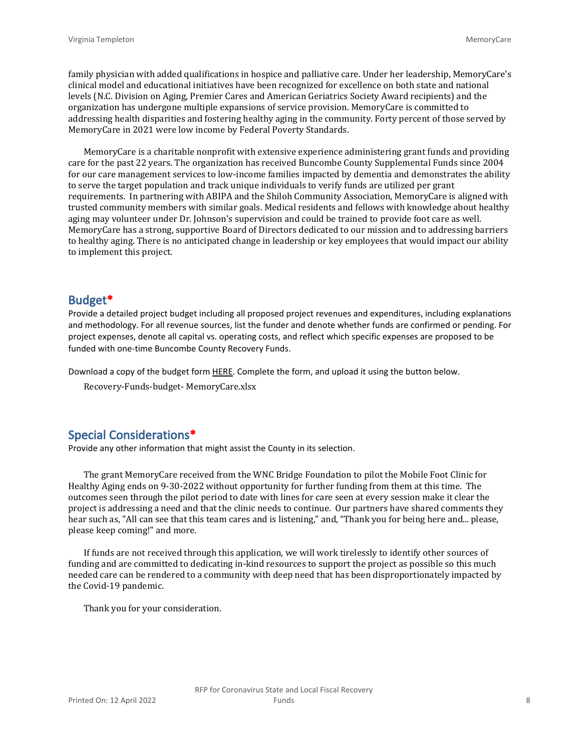family physician with added qualifications in hospice and palliative care. Under her leadership, MemoryCare's clinical model and educational initiatives have been recognized for excellence on both state and national levels (N.C. Division on Aging, Premier Cares and American Geriatrics Society Award recipients) and the organization has undergone multiple expansions of service provision. MemoryCare is committed to addressing health disparities and fostering healthy aging in the community. Forty percent of those served by MemoryCare in 2021 were low income by Federal Poverty Standards.

MemoryCare is a charitable nonprofit with extensive experience administering grant funds and providing care for the past 22 years. The organization has received Buncombe County Supplemental Funds since 2004 for our care management services to low-income families impacted by dementia and demonstrates the ability to serve the target population and track unique individuals to verify funds are utilized per grant requirements. In partnering with ABIPA and the Shiloh Community Association, MemoryCare is aligned with trusted community members with similar goals. Medical residents and fellows with knowledge about healthy aging may volunteer under Dr. Johnson's supervision and could be trained to provide foot care as well. MemoryCare has a strong, supportive Board of Directors dedicated to our mission and to addressing barriers to healthy aging. There is no anticipated change in leadership or key employees that would impact our ability to implement this project.

## Budget*

Provide a detailed project budget including all proposed project revenues and expenditures, including explanations and methodology. For all revenue sources, list the funder and denote whether funds are confirmed or pending. For project expenses, denote all capital vs. operating costs, and reflect which specific expenses are proposed to be funded with one-time Buncombe County Recovery Funds.

Download a copy of the budget form HERE. Complete the form, and upload it using the button below.

Recovery-Funds-budget- MemoryCare.xlsx

## Special Considerations*

Provide any other information that might assist the County in its selection.

The grant MemoryCare received from the WNC Bridge Foundation to pilot the Mobile Foot Clinic for Healthy Aging ends on 9-30-2022 without opportunity for further funding from them at this time. The outcomes seen through the pilot period to date with lines for care seen at every session make it clear the project is addressing a need and that the clinic needs to continue. Our partners have shared comments they hear such as, "All can see that this team cares and is listening," and, "Thank you for being here and... please, please keep coming!" and more.

If funds are not received through this application, we will work tirelessly to identify other sources of funding and are committed to dedicating in-kind resources to support the project as possible so this much needed care can be rendered to a community with deep need that has been disproportionately impacted by the Covid-19 pandemic.

Thank you for your consideration.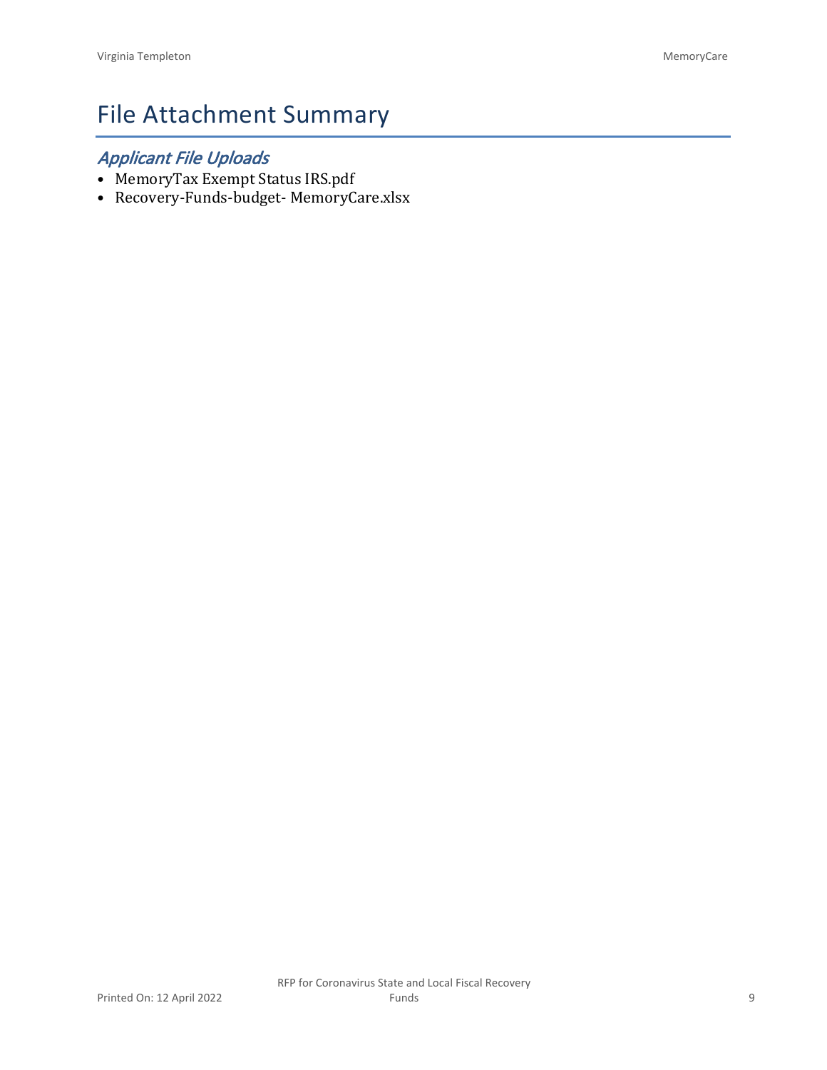# File Attachment Summary

## *Applicant File Uploads*

- MemoryTax Exempt Status IRS.pdf
- Recovery-Funds-budget- MemoryCare.xlsx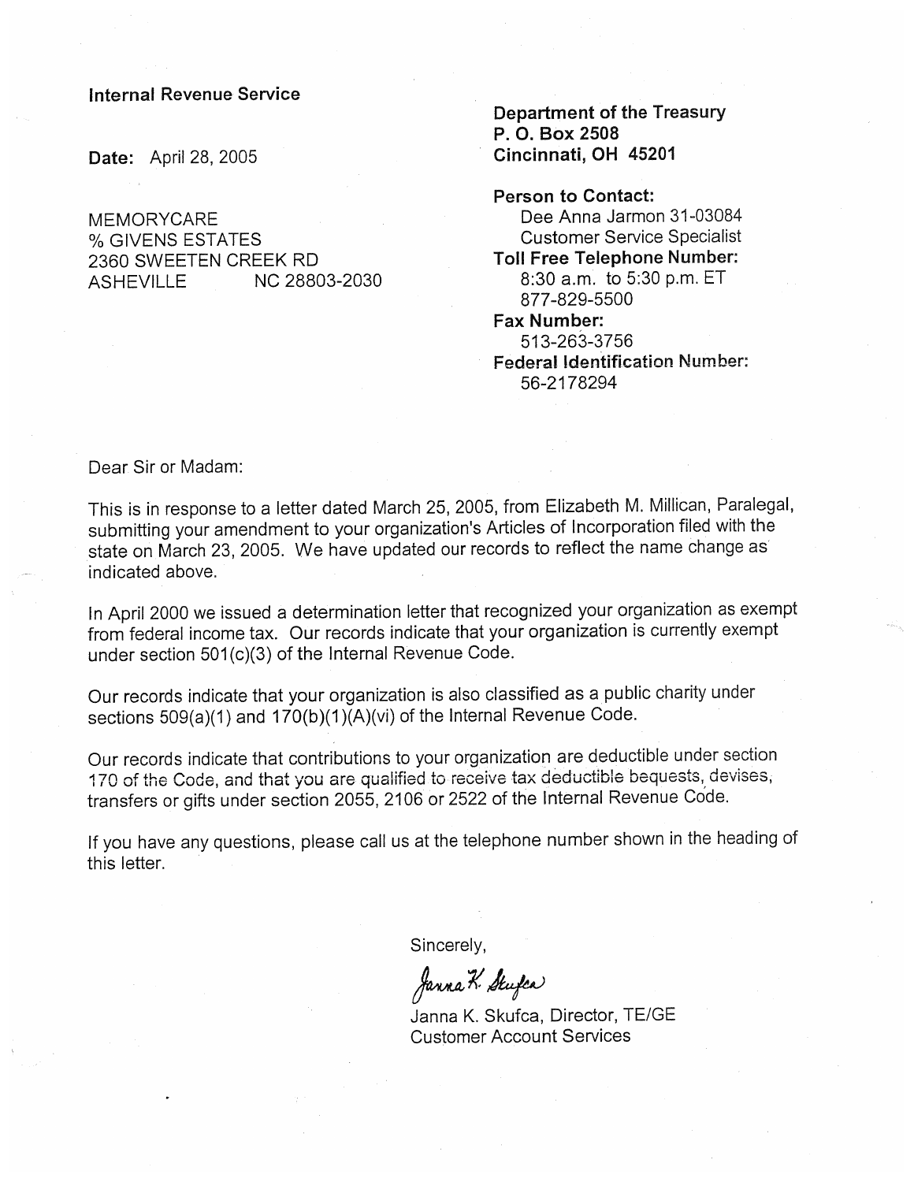**Internal Revenue Service**

**Date:** April 28, 2005

MEMORYCARE
% GIVENS ESTATES
2360 SWEETEN CREEK RD
ASHEVILLE NC 28803-2030

**Department of the Treasury**
**P. O. Box 2508**
**Cincinnati, OH 45201**

**Person to Contact:**
Dee Anna Jarmon 31-03084
Customer Service Specialist
**Toll Free Telephone Number:**
8:30 a.m. to 5:30 p.m. ET
877-829-5500
**Fax Number:**
513-263-3756
**Federal Identification Number:**
56-2178294

Dear Sir or Madam:

This is in response to a letter dated March 25, 2005, from Elizabeth M. Millican, Paralegal, submitting your amendment to your organization's Articles of Incorporation filed with the state on March 23, 2005. We have updated our records to reflect the name change as indicated above.

In April 2000 we issued a determination letter that recognized your organization as exempt from federal income tax. Our records indicate that your organization is currently exempt under section 501(c)(3) of the Internal Revenue Code.

Our records indicate that your organization is also classified as a public charity under sections 509(a)(1) and 170(b)(1)(A)(vi) of the Internal Revenue Code.

Our records indicate that contributions to your organization are deductible under section 170 of the Code, and that you are qualified to receive tax deductible bequests, devises, transfers or gifts under section 2055, 2106 or 2522 of the Internal Revenue Code.

If you have any questions, please call us at the telephone number shown in the heading of this letter.

Sincerely,

Janna K. Skufca

Janna K. Skufca, Director, TE/GE
Customer Account Services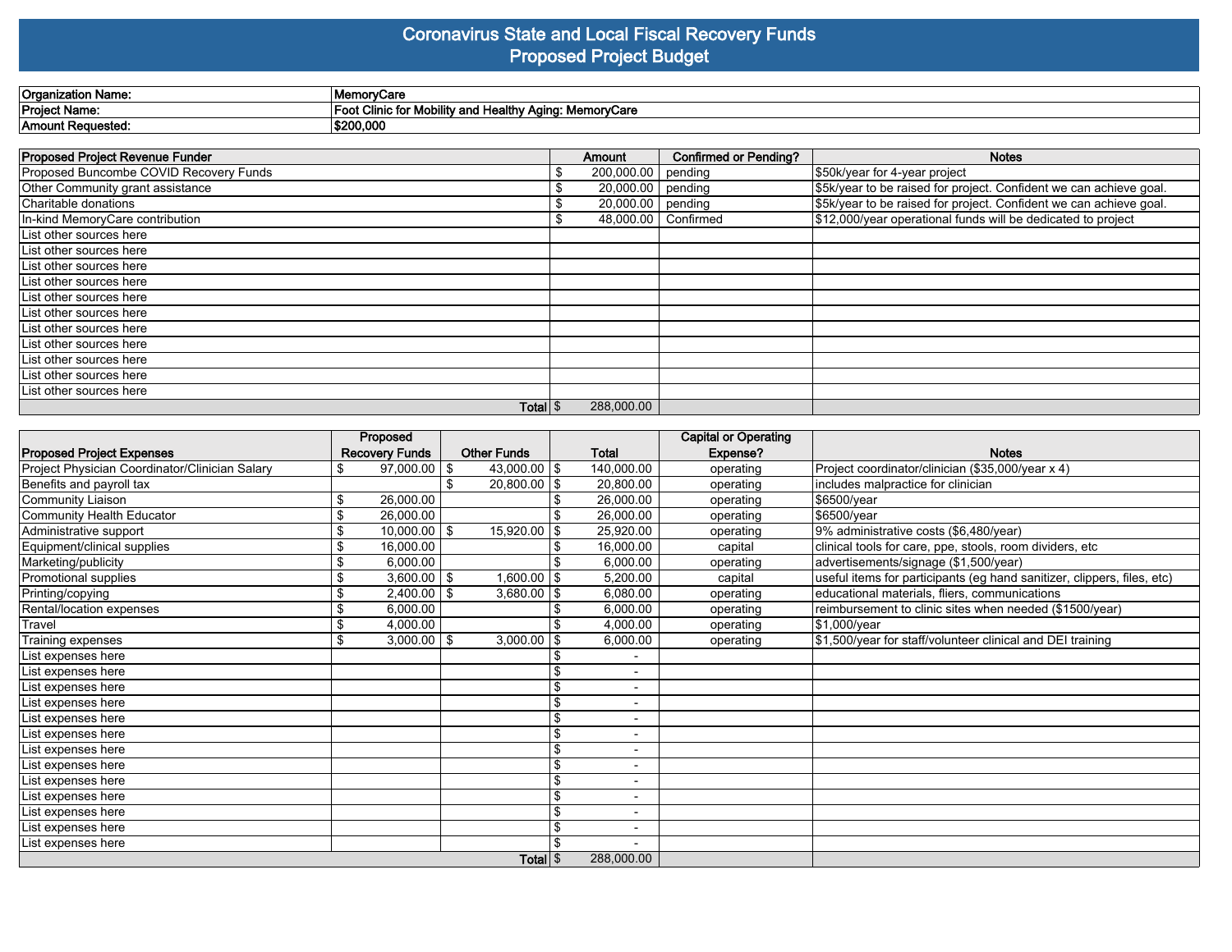# Coronavirus State and Local Fiscal Recovery Funds
## Proposed Project Budget

| | |
|---|---|
| **Organization Name:** | **MemoryCare** |
| **Project Name:** | **Foot Clinic for Mobility and Healthy Aging: MemoryCare** |
| **Amount Requested:** | **$200,000** |

| Proposed Project Revenue Funder | Amount | Confirmed or Pending? | Notes |
|---|---|---|---|
| Proposed Buncombe COVID Recovery Funds | $ 200,000.00 | pending | $50k/year for 4-year project |
| Other Community grant assistance | $ 20,000.00 | pending | $5k/year to be raised for project. Confident we can achieve goal. |
| Charitable donations | $ 20,000.00 | pending | $5k/year to be raised for project. Confident we can achieve goal. |
| In-kind MemoryCare contribution | $ 48,000.00 | Confirmed | $12,000/year operational funds will be dedicated to project |
| List other sources here | | | |
| List other sources here | | | |
| List other sources here | | | |
| List other sources here | | | |
| List other sources here | | | |
| List other sources here | | | |
| List other sources here | | | |
| List other sources here | | | |
| List other sources here | | | |
| List other sources here | | | |
| List other sources here | | | |
| **Total** | $ 288,000.00 | | |

| Proposed Project Expenses | Proposed Recovery Funds | Other Funds | Total | Capital or Operating Expense? | Notes |
|---|---|---|---|---|---|
| Project Physician Coordinator/Clinician Salary | $ 97,000.00 | $ 43,000.00 | $ 140,000.00 | operating | Project coordinator/clinician ($35,000/year x 4) |
| Benefits and payroll tax | | $ 20,800.00 | $ 20,800.00 | operating | includes malpractice for clinician |
| Community Liaison | $ 26,000.00 | | $ 26,000.00 | operating | $6500/year |
| Community Health Educator | $ 26,000.00 | | $ 26,000.00 | operating | $6500/year |
| Administrative support | $ 10,000.00 | $ 15,920.00 | $ 25,920.00 | operating | 9% administrative costs ($6,480/year) |
| Equipment/clinical supplies | $ 16,000.00 | | $ 16,000.00 | capital | clinical tools for care, ppe, stools, room dividers, etc |
| Marketing/publicity | $ 6,000.00 | | $ 6,000.00 | operating | advertisements/signage ($1,500/year) |
| Promotional supplies | $ 3,600.00 | $ 1,600.00 | $ 5,200.00 | capital | useful items for participants (eg hand sanitizer, clippers, files, etc) |
| Printing/copying | $ 2,400.00 | $ 3,680.00 | $ 6,080.00 | operating | educational materials, fliers, communications |
| Rental/location expenses | $ 6,000.00 | | $ 6,000.00 | operating | reimbursement to clinic sites when needed ($1500/year) |
| Travel | $ 4,000.00 | | $ 4,000.00 | operating | $1,000/year |
| Training expenses | $ 3,000.00 | $ 3,000.00 | $ 6,000.00 | operating | $1,500/year for staff/volunteer clinical and DEI training |
| List expenses here | | | $ - | | |
| List expenses here | | | $ - | | |
| List expenses here | | | $ - | | |
| List expenses here | | | $ - | | |
| List expenses here | | | $ - | | |
| List expenses here | | | $ - | | |
| List expenses here | | | $ - | | |
| List expenses here | | | $ - | | |
| List expenses here | | | $ - | | |
| List expenses here | | | $ - | | |
| List expenses here | | | $ - | | |
| List expenses here | | | $ - | | |
| List expenses here | | | $ - | | |
| **Total** | | | $ 288,000.00 | | |